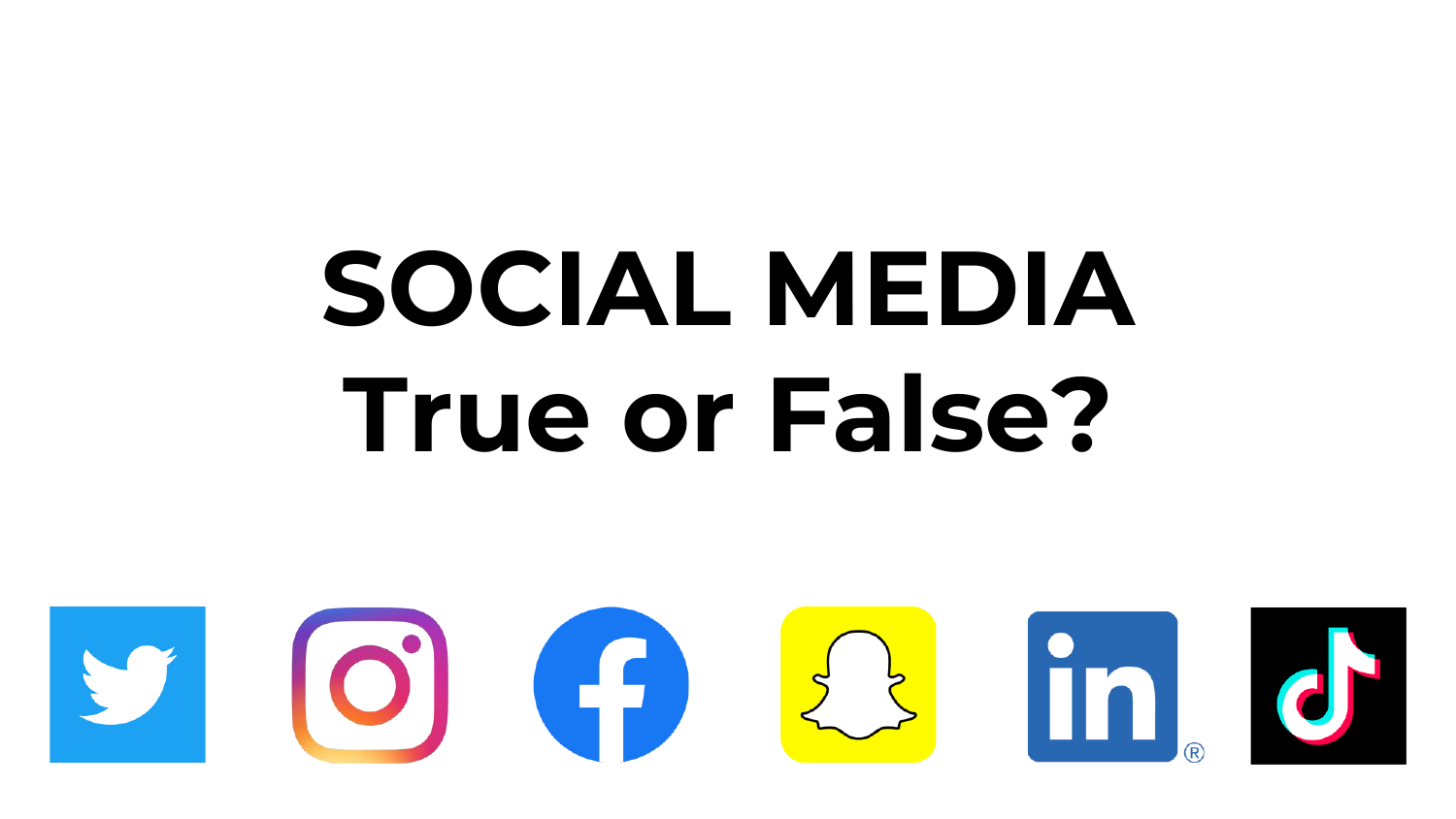# SOCIAL MEDIA

## True or False?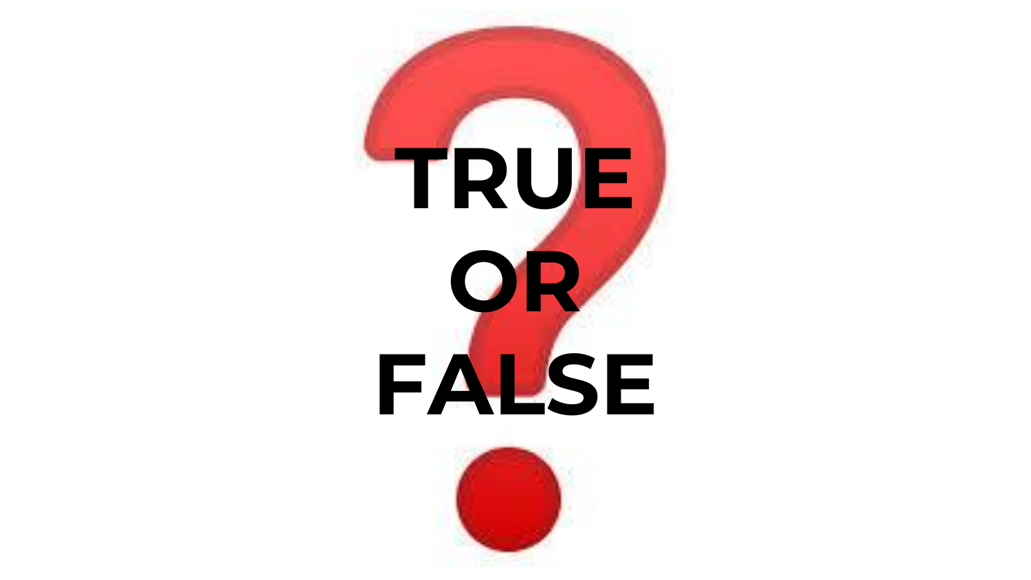# TRUE OR FALSE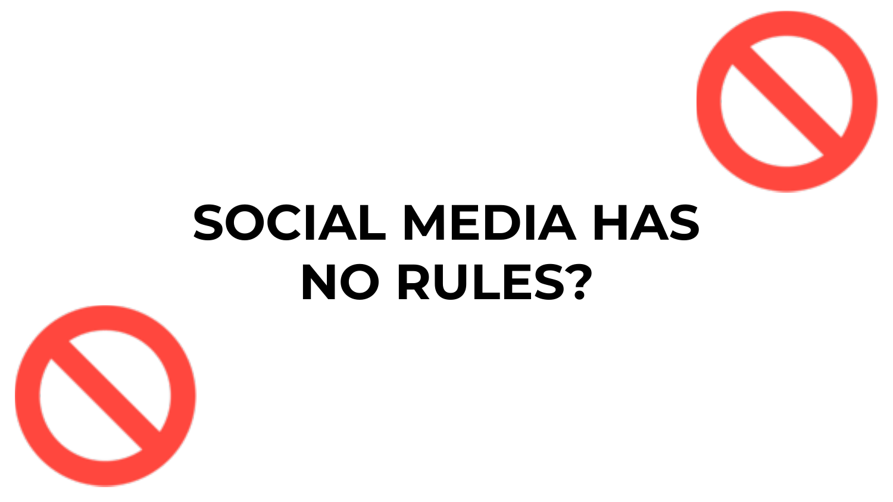# SOCIAL MEDIA HAS NO RULES?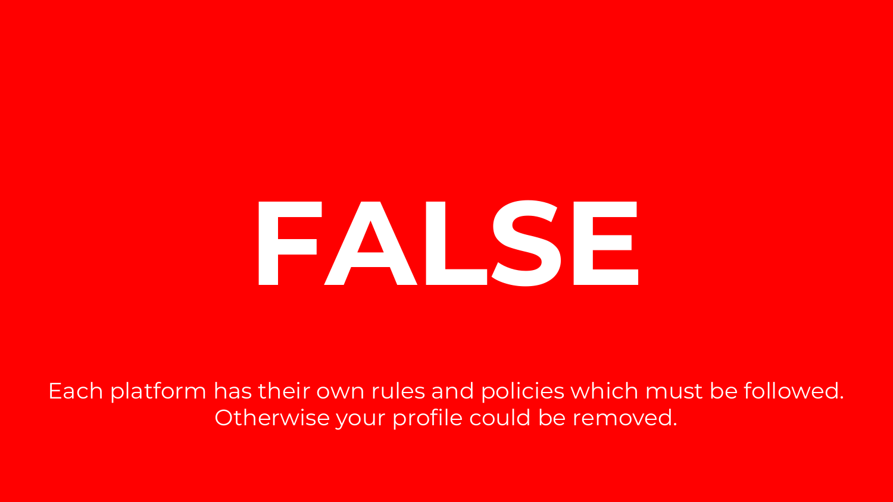# FALSE

Each platform has their own rules and policies which must be followed. Otherwise your profile could be removed.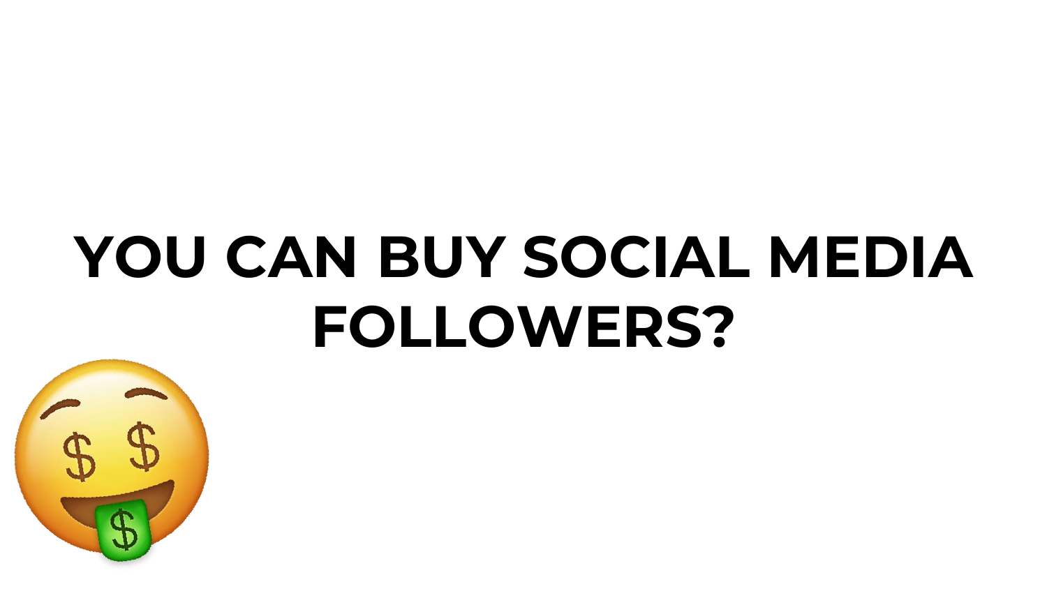# YOU CAN BUY SOCIAL MEDIA FOLLOWERS?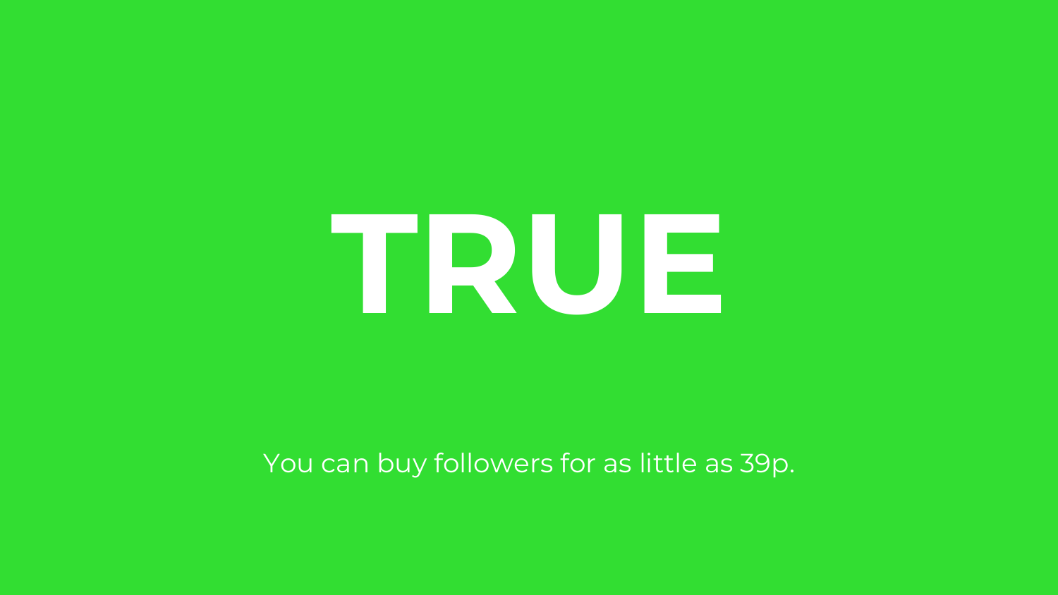# TRUE

You can buy followers for as little as 39p.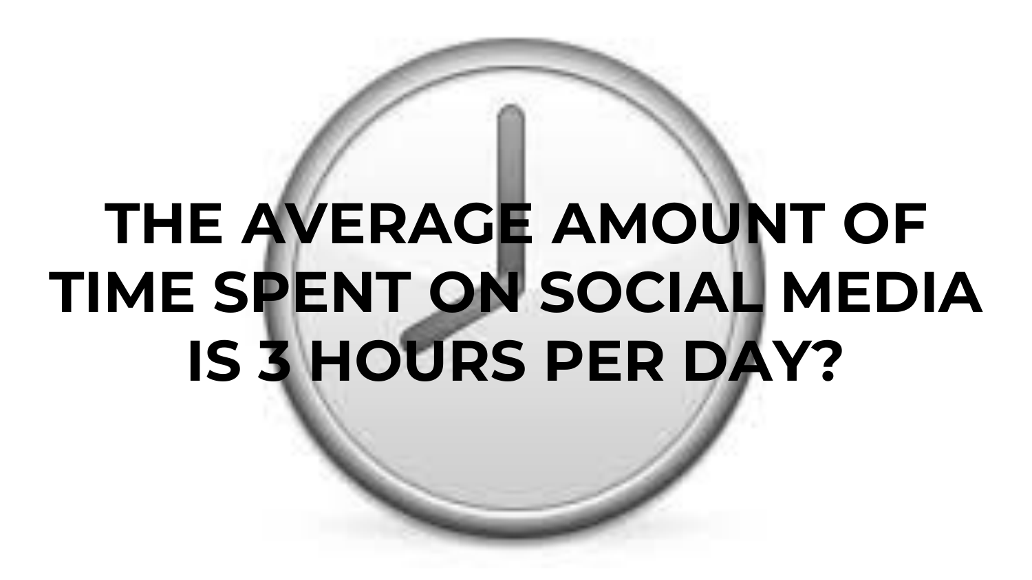# THE AVERAGE AMOUNT OF TIME SPENT ON SOCIAL MEDIA IS 3 HOURS PER DAY?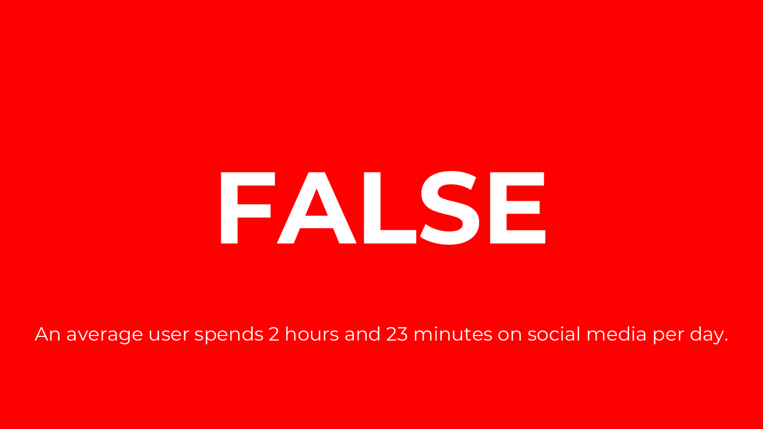# FALSE

An average user spends 2 hours and 23 minutes on social media per day.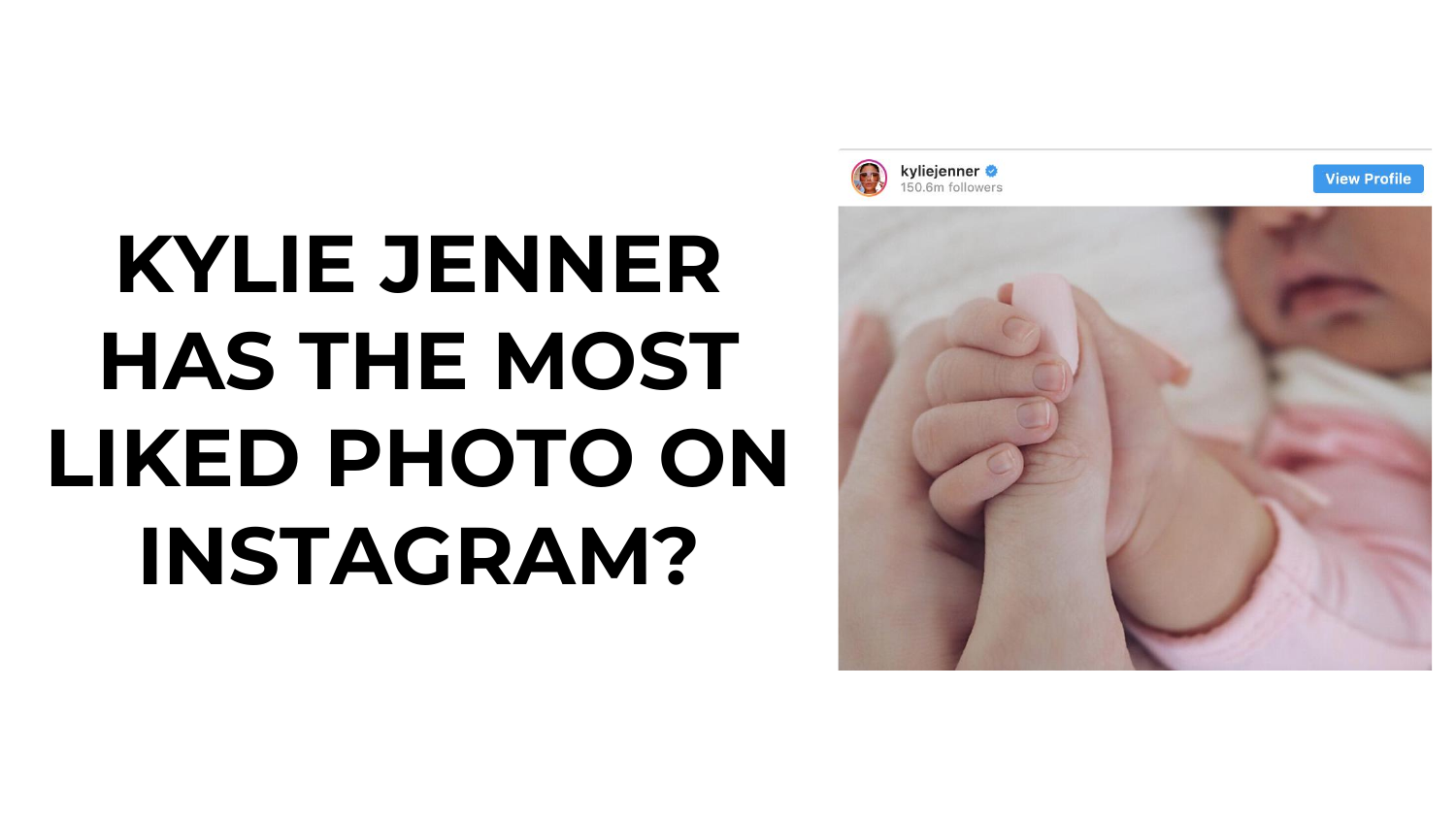# KYLIE JENNER HAS THE MOST LIKED PHOTO ON INSTAGRAM?

kyliejenner
150.6m followers

View Profile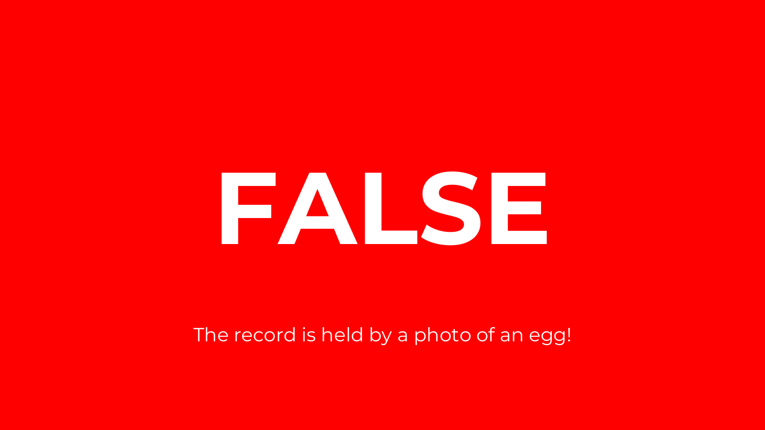# FALSE

The record is held by a photo of an egg!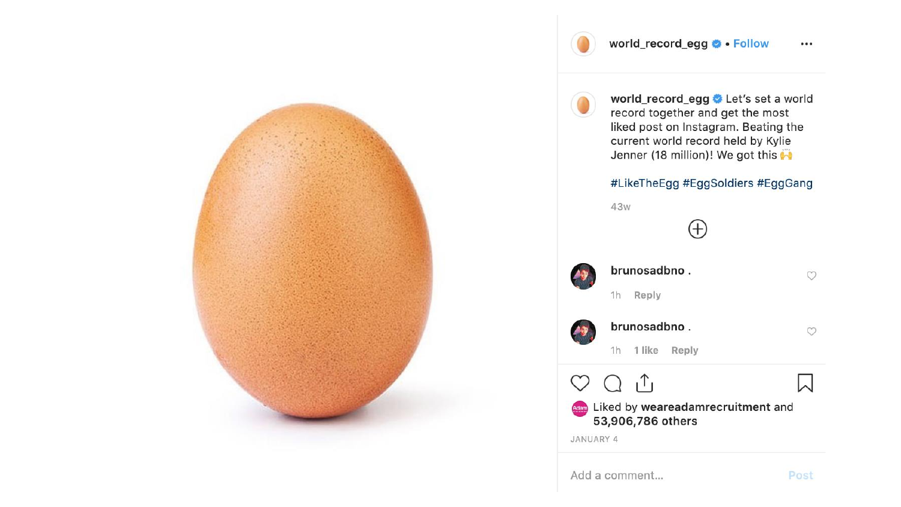world_record_egg • Follow

**world_record_egg** Let's set a world record together and get the most liked post on Instagram. Beating the current world record held by Kylie Jenner (18 million)! We got this 🙌

#LikeTheEgg #EggSoldiers #EggGang

43w

**brunosadbno** .

1h Reply

**brunosadbno** .

1h 1 like Reply

Liked by **weareadamrecruitment** and **53,906,786 others**

JANUARY 4

Add a comment... Post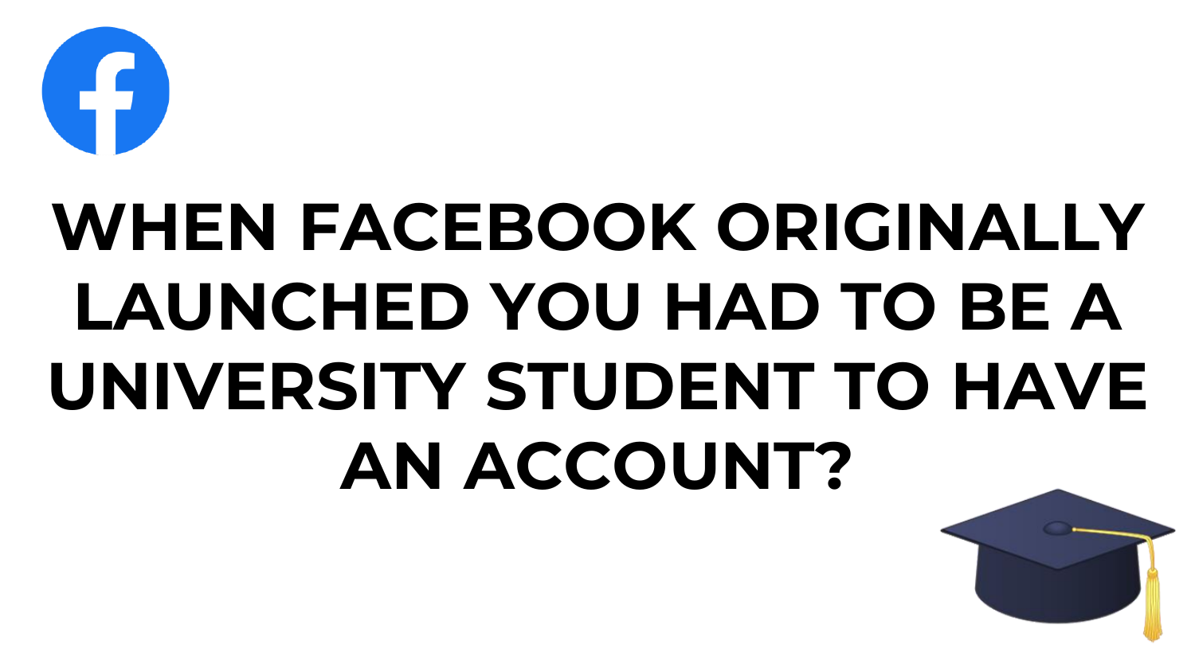# WHEN FACEBOOK ORIGINALLY LAUNCHED YOU HAD TO BE A UNIVERSITY STUDENT TO HAVE AN ACCOUNT?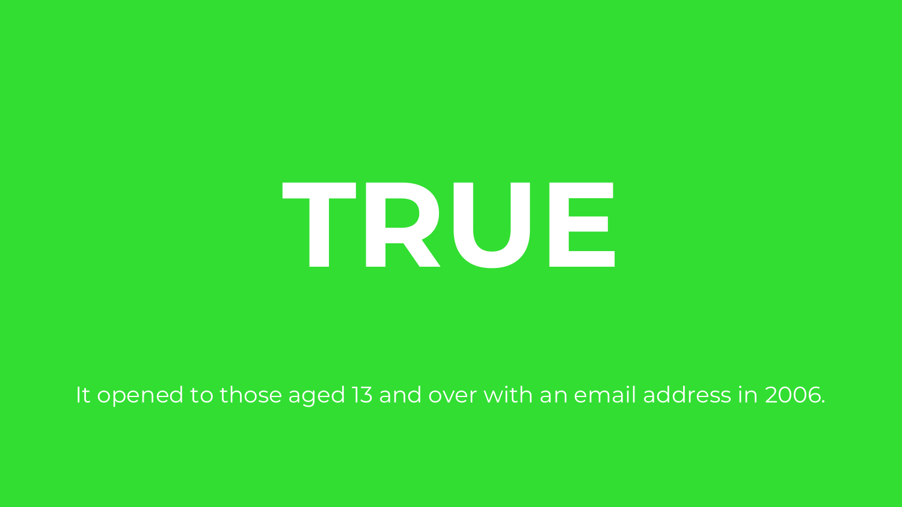# TRUE

It opened to those aged 13 and over with an email address in 2006.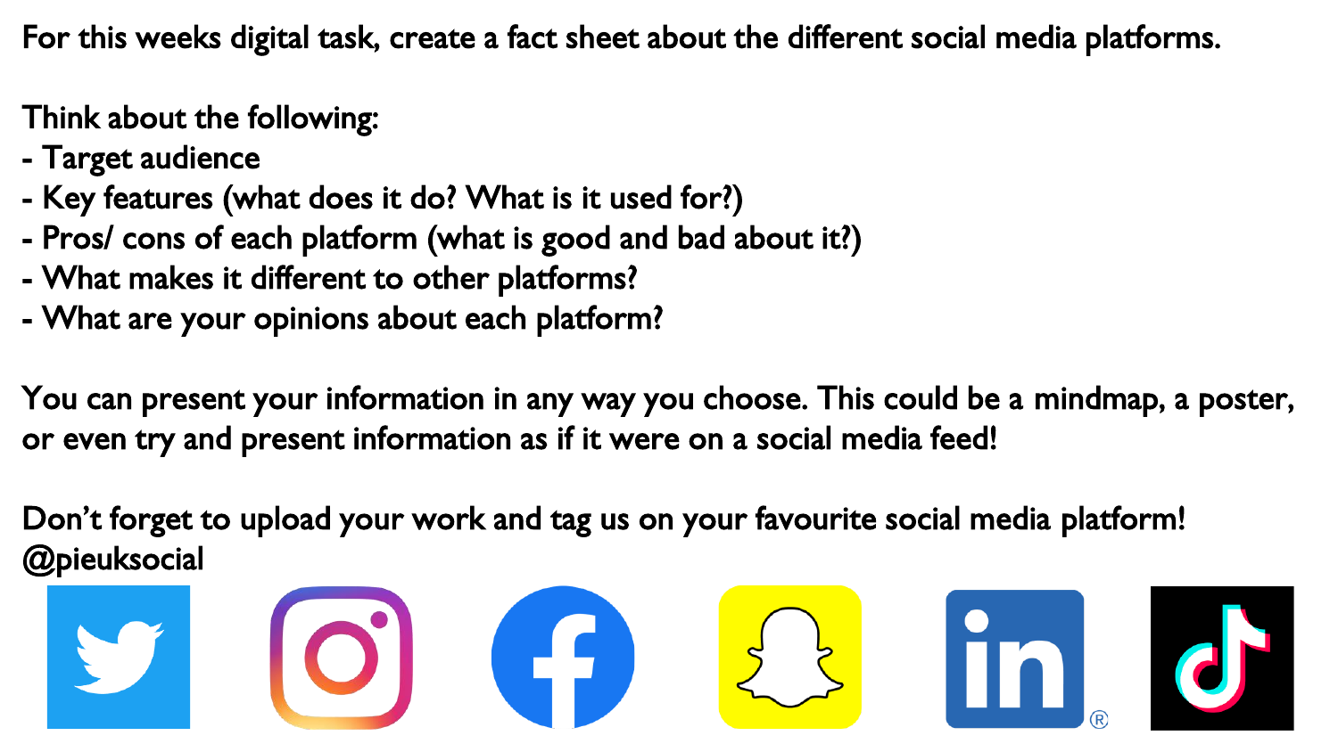For this weeks digital task, create a fact sheet about the different social media platforms.

Think about the following:

- Target audience
- Key features (what does it do? What is it used for?)
- Pros/ cons of each platform (what is good and bad about it?)
- What makes it different to other platforms?
- What are your opinions about each platform?

You can present your information in any way you choose. This could be a mindmap, a poster, or even try and present information as if it were on a social media feed!

Don't forget to upload your work and tag us on your favourite social media platform! @pieuksocial